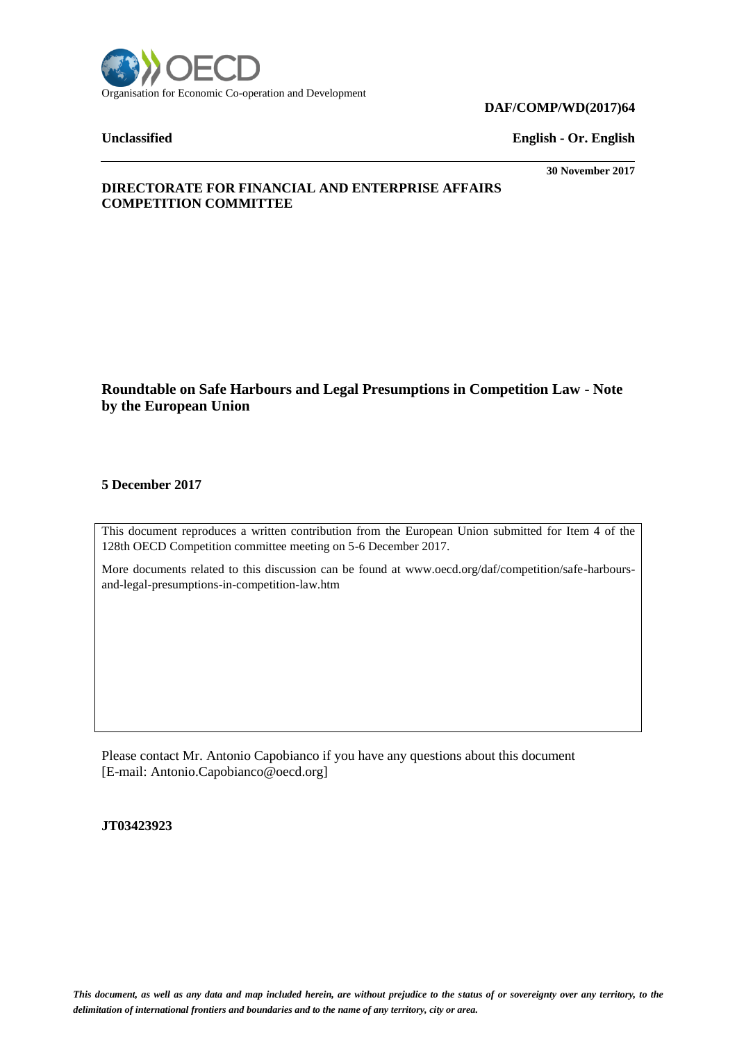Organisation for Economic Co-operation and Development

**DAF/COMP/WD(2017)64**

**Unclassified** **English - Or. English**

**30 November 2017**

**DIRECTORATE FOR FINANCIAL AND ENTERPRISE AFFAIRS**
**COMPETITION COMMITTEE**

# Roundtable on Safe Harbours and Legal Presumptions in Competition Law - Note by the European Union

**5 December 2017**

This document reproduces a written contribution from the European Union submitted for Item 4 of the 128th OECD Competition committee meeting on 5-6 December 2017.

More documents related to this discussion can be found at www.oecd.org/daf/competition/safe-harbours-and-legal-presumptions-in-competition-law.htm

Please contact Mr. Antonio Capobianco if you have any questions about this document [E-mail: Antonio.Capobianco@oecd.org]

**JT03423923**

*This document, as well as any data and map included herein, are without prejudice to the status of or sovereignty over any territory, to the delimitation of international frontiers and boundaries and to the name of any territory, city or area.*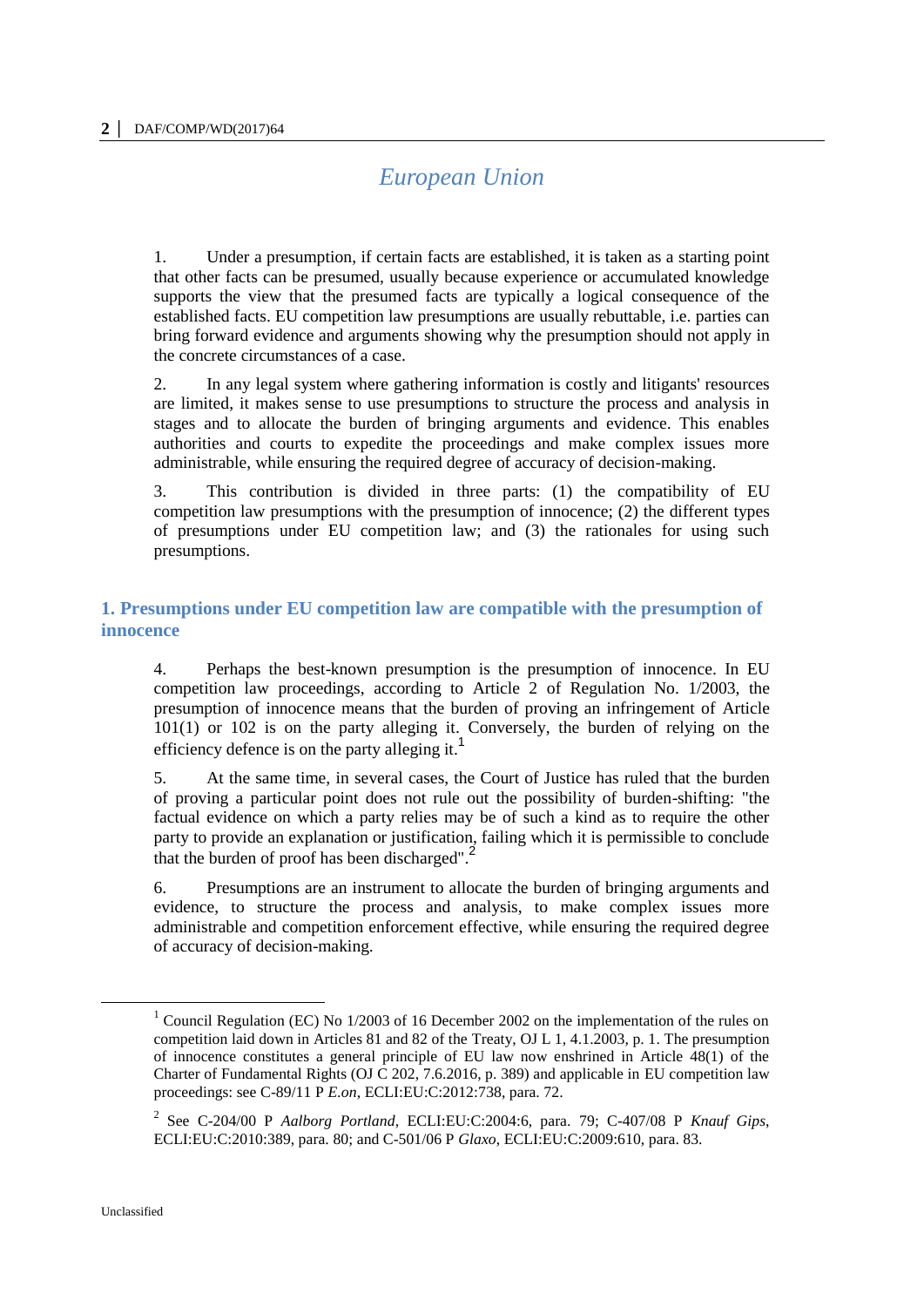# European Union

1. Under a presumption, if certain facts are established, it is taken as a starting point that other facts can be presumed, usually because experience or accumulated knowledge supports the view that the presumed facts are typically a logical consequence of the established facts. EU competition law presumptions are usually rebuttable, i.e. parties can bring forward evidence and arguments showing why the presumption should not apply in the concrete circumstances of a case.

2. In any legal system where gathering information is costly and litigants' resources are limited, it makes sense to use presumptions to structure the process and analysis in stages and to allocate the burden of bringing arguments and evidence. This enables authorities and courts to expedite the proceedings and make complex issues more administrable, while ensuring the required degree of accuracy of decision-making.

3. This contribution is divided in three parts: (1) the compatibility of EU competition law presumptions with the presumption of innocence; (2) the different types of presumptions under EU competition law; and (3) the rationales for using such presumptions.

## 1. Presumptions under EU competition law are compatible with the presumption of innocence

4. Perhaps the best-known presumption is the presumption of innocence. In EU competition law proceedings, according to Article 2 of Regulation No. 1/2003, the presumption of innocence means that the burden of proving an infringement of Article 101(1) or 102 is on the party alleging it. Conversely, the burden of relying on the efficiency defence is on the party alleging it.[1]

5. At the same time, in several cases, the Court of Justice has ruled that the burden of proving a particular point does not rule out the possibility of burden-shifting: "the factual evidence on which a party relies may be of such a kind as to require the other party to provide an explanation or justification, failing which it is permissible to conclude that the burden of proof has been discharged".[2]

6. Presumptions are an instrument to allocate the burden of bringing arguments and evidence, to structure the process and analysis, to make complex issues more administrable and competition enforcement effective, while ensuring the required degree of accuracy of decision-making.

---

[1] Council Regulation (EC) No 1/2003 of 16 December 2002 on the implementation of the rules on competition laid down in Articles 81 and 82 of the Treaty, OJ L 1, 4.1.2003, p. 1. The presumption of innocence constitutes a general principle of EU law now enshrined in Article 48(1) of the Charter of Fundamental Rights (OJ C 202, 7.6.2016, p. 389) and applicable in EU competition law proceedings: see C-89/11 P *E.on*, ECLI:EU:C:2012:738, para. 72.

[2] See C-204/00 P *Aalborg Portland*, ECLI:EU:C:2004:6, para. 79; C-407/08 P *Knauf Gips*, ECLI:EU:C:2010:389, para. 80; and C-501/06 P *Glaxo*, ECLI:EU:C:2009:610, para. 83.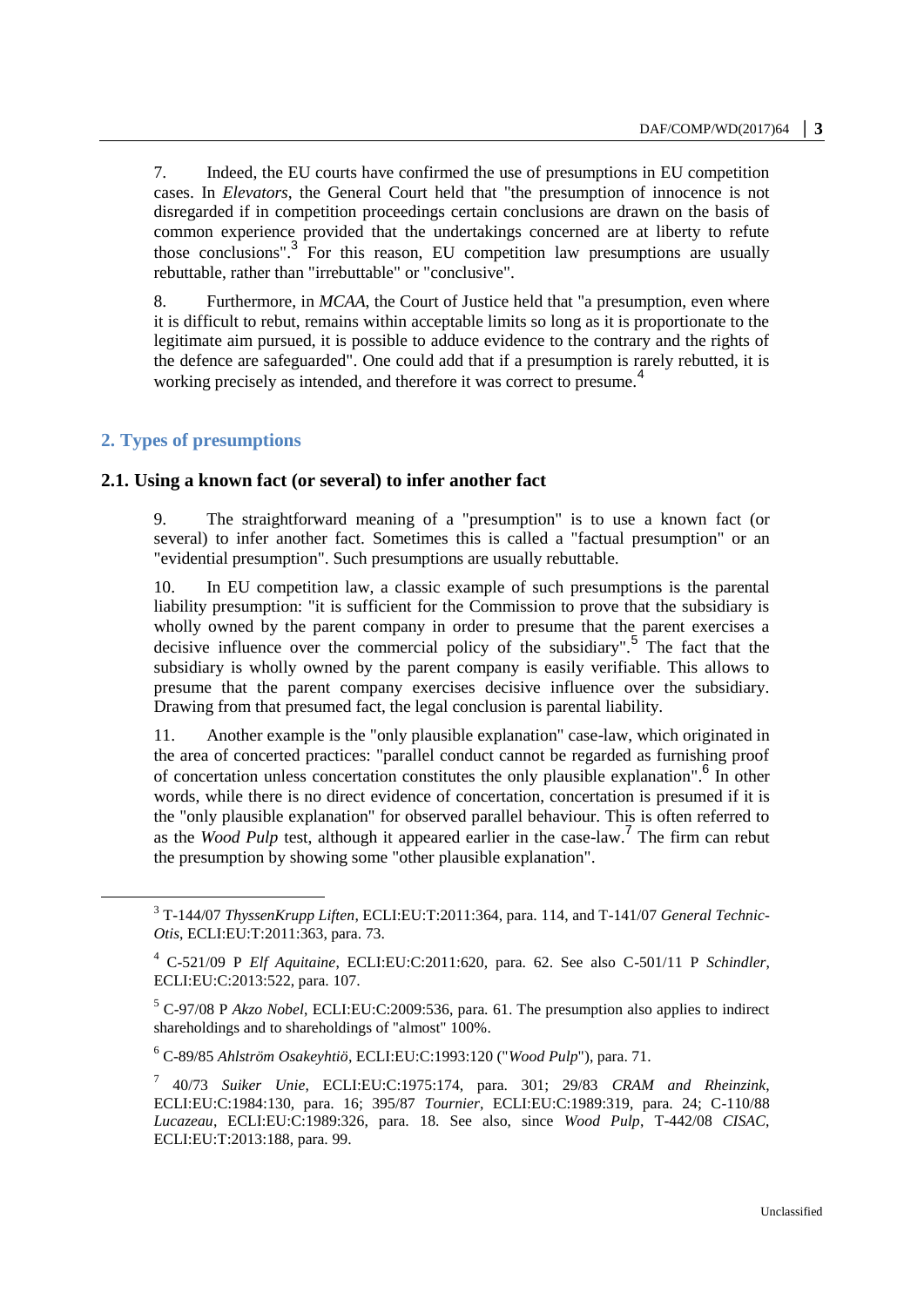7. Indeed, the EU courts have confirmed the use of presumptions in EU competition cases. In *Elevators*, the General Court held that "the presumption of innocence is not disregarded if in competition proceedings certain conclusions are drawn on the basis of common experience provided that the undertakings concerned are at liberty to refute those conclusions".[3] For this reason, EU competition law presumptions are usually rebuttable, rather than "irrebuttable" or "conclusive".

8. Furthermore, in *MCAA*, the Court of Justice held that "a presumption, even where it is difficult to rebut, remains within acceptable limits so long as it is proportionate to the legitimate aim pursued, it is possible to adduce evidence to the contrary and the rights of the defence are safeguarded". One could add that if a presumption is rarely rebutted, it is working precisely as intended, and therefore it was correct to presume.[4]

## 2. Types of presumptions

### 2.1. Using a known fact (or several) to infer another fact

9. The straightforward meaning of a "presumption" is to use a known fact (or several) to infer another fact. Sometimes this is called a "factual presumption" or an "evidential presumption". Such presumptions are usually rebuttable.

10. In EU competition law, a classic example of such presumptions is the parental liability presumption: "it is sufficient for the Commission to prove that the subsidiary is wholly owned by the parent company in order to presume that the parent exercises a decisive influence over the commercial policy of the subsidiary".[5] The fact that the subsidiary is wholly owned by the parent company is easily verifiable. This allows to presume that the parent company exercises decisive influence over the subsidiary. Drawing from that presumed fact, the legal conclusion is parental liability.

11. Another example is the "only plausible explanation" case-law, which originated in the area of concerted practices: "parallel conduct cannot be regarded as furnishing proof of concertation unless concertation constitutes the only plausible explanation".[6] In other words, while there is no direct evidence of concertation, concertation is presumed if it is the "only plausible explanation" for observed parallel behaviour. This is often referred to as the *Wood Pulp* test, although it appeared earlier in the case-law.[7] The firm can rebut the presumption by showing some "other plausible explanation".

---

[3] T-144/07 *ThyssenKrupp Liften*, ECLI:EU:T:2011:364, para. 114, and T-141/07 *General Technic-Otis*, ECLI:EU:T:2011:363, para. 73.

[4] C-521/09 P *Elf Aquitaine*, ECLI:EU:C:2011:620, para. 62. See also C-501/11 P *Schindler*, ECLI:EU:C:2013:522, para. 107.

[5] C-97/08 P *Akzo Nobel*, ECLI:EU:C:2009:536, para. 61. The presumption also applies to indirect shareholdings and to shareholdings of "almost" 100%.

[6] C-89/85 *Ahlström Osakeyhtiö*, ECLI:EU:C:1993:120 ("*Wood Pulp*"), para. 71.

[7] 40/73 *Suiker Unie*, ECLI:EU:C:1975:174, para. 301; 29/83 *CRAM and Rheinzink*, ECLI:EU:C:1984:130, para. 16; 395/87 *Tournier*, ECLI:EU:C:1989:319, para. 24; C-110/88 *Lucazeau*, ECLI:EU:C:1989:326, para. 18. See also, since *Wood Pulp*, T-442/08 *CISAC*, ECLI:EU:T:2013:188, para. 99.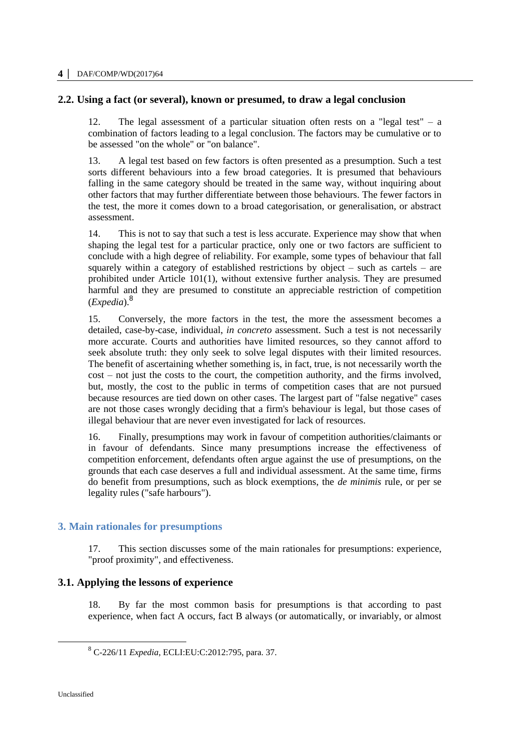### 2.2. Using a fact (or several), known or presumed, to draw a legal conclusion

12. The legal assessment of a particular situation often rests on a "legal test" – a combination of factors leading to a legal conclusion. The factors may be cumulative or to be assessed "on the whole" or "on balance".

13. A legal test based on few factors is often presented as a presumption. Such a test sorts different behaviours into a few broad categories. It is presumed that behaviours falling in the same category should be treated in the same way, without inquiring about other factors that may further differentiate between those behaviours. The fewer factors in the test, the more it comes down to a broad categorisation, or generalisation, or abstract assessment.

14. This is not to say that such a test is less accurate. Experience may show that when shaping the legal test for a particular practice, only one or two factors are sufficient to conclude with a high degree of reliability. For example, some types of behaviour that fall squarely within a category of established restrictions by object – such as cartels – are prohibited under Article 101(1), without extensive further analysis. They are presumed harmful and they are presumed to constitute an appreciable restriction of competition (*Expedia*).[8]

15. Conversely, the more factors in the test, the more the assessment becomes a detailed, case-by-case, individual, *in concreto* assessment. Such a test is not necessarily more accurate. Courts and authorities have limited resources, so they cannot afford to seek absolute truth: they only seek to solve legal disputes with their limited resources. The benefit of ascertaining whether something is, in fact, true, is not necessarily worth the cost – not just the costs to the court, the competition authority, and the firms involved, but, mostly, the cost to the public in terms of competition cases that are not pursued because resources are tied down on other cases. The largest part of "false negative" cases are not those cases wrongly deciding that a firm's behaviour is legal, but those cases of illegal behaviour that are never even investigated for lack of resources.

16. Finally, presumptions may work in favour of competition authorities/claimants or in favour of defendants. Since many presumptions increase the effectiveness of competition enforcement, defendants often argue against the use of presumptions, on the grounds that each case deserves a full and individual assessment. At the same time, firms do benefit from presumptions, such as block exemptions, the *de minimis* rule, or per se legality rules ("safe harbours").

## 3. Main rationales for presumptions

17. This section discusses some of the main rationales for presumptions: experience, "proof proximity", and effectiveness.

### 3.1. Applying the lessons of experience

18. By far the most common basis for presumptions is that according to past experience, when fact A occurs, fact B always (or automatically, or invariably, or almost

[8] C-226/11 *Expedia*, ECLI:EU:C:2012:795, para. 37.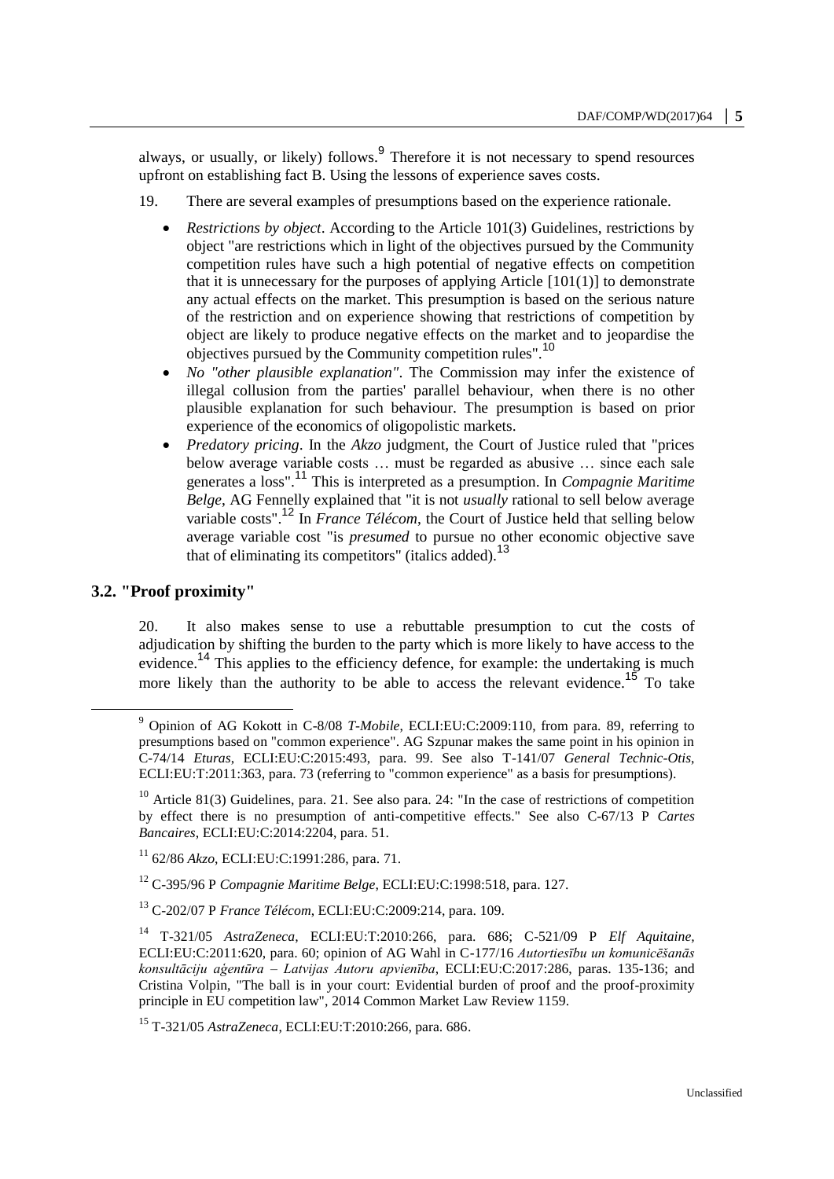always, or usually, or likely) follows.[9] Therefore it is not necessary to spend resources upfront on establishing fact B. Using the lessons of experience saves costs.

19. There are several examples of presumptions based on the experience rationale.

- *Restrictions by object*. According to the Article 101(3) Guidelines, restrictions by object "are restrictions which in light of the objectives pursued by the Community competition rules have such a high potential of negative effects on competition that it is unnecessary for the purposes of applying Article [101(1)] to demonstrate any actual effects on the market. This presumption is based on the serious nature of the restriction and on experience showing that restrictions of competition by object are likely to produce negative effects on the market and to jeopardise the objectives pursued by the Community competition rules".[10]
- *No "other plausible explanation"*. The Commission may infer the existence of illegal collusion from the parties' parallel behaviour, when there is no other plausible explanation for such behaviour. The presumption is based on prior experience of the economics of oligopolistic markets.
- *Predatory pricing*. In the *Akzo* judgment, the Court of Justice ruled that "prices below average variable costs … must be regarded as abusive … since each sale generates a loss".[11] This is interpreted as a presumption. In *Compagnie Maritime Belge*, AG Fennelly explained that "it is not *usually* rational to sell below average variable costs".[12] In *France Télécom*, the Court of Justice held that selling below average variable cost "is *presumed* to pursue no other economic objective save that of eliminating its competitors" (italics added).[13]

## 3.2. "Proof proximity"

20. It also makes sense to use a rebuttable presumption to cut the costs of adjudication by shifting the burden to the party which is more likely to have access to the evidence.[14] This applies to the efficiency defence, for example: the undertaking is much more likely than the authority to be able to access the relevant evidence.[15] To take

---

[9] Opinion of AG Kokott in C-8/08 *T-Mobile*, ECLI:EU:C:2009:110, from para. 89, referring to presumptions based on "common experience". AG Szpunar makes the same point in his opinion in C-74/14 *Eturas*, ECLI:EU:C:2015:493, para. 99. See also T-141/07 *General Technic-Otis*, ECLI:EU:T:2011:363, para. 73 (referring to "common experience" as a basis for presumptions).

[10] Article 81(3) Guidelines, para. 21. See also para. 24: "In the case of restrictions of competition by effect there is no presumption of anti-competitive effects." See also C-67/13 P *Cartes Bancaires*, ECLI:EU:C:2014:2204, para. 51.

[11] 62/86 *Akzo*, ECLI:EU:C:1991:286, para. 71.

[12] C-395/96 P *Compagnie Maritime Belge*, ECLI:EU:C:1998:518, para. 127.

[13] C-202/07 P *France Télécom*, ECLI:EU:C:2009:214, para. 109.

[14] T-321/05 *AstraZeneca*, ECLI:EU:T:2010:266, para. 686; C-521/09 P *Elf Aquitaine*, ECLI:EU:C:2011:620, para. 60; opinion of AG Wahl in C-177/16 *Autortiesību un komunicēšanās konsultāciju aģentūra – Latvijas Autoru apvienība*, ECLI:EU:C:2017:286, paras. 135-136; and Cristina Volpin, "The ball is in your court: Evidential burden of proof and the proof-proximity principle in EU competition law", 2014 Common Market Law Review 1159.

[15] T-321/05 *AstraZeneca*, ECLI:EU:T:2010:266, para. 686.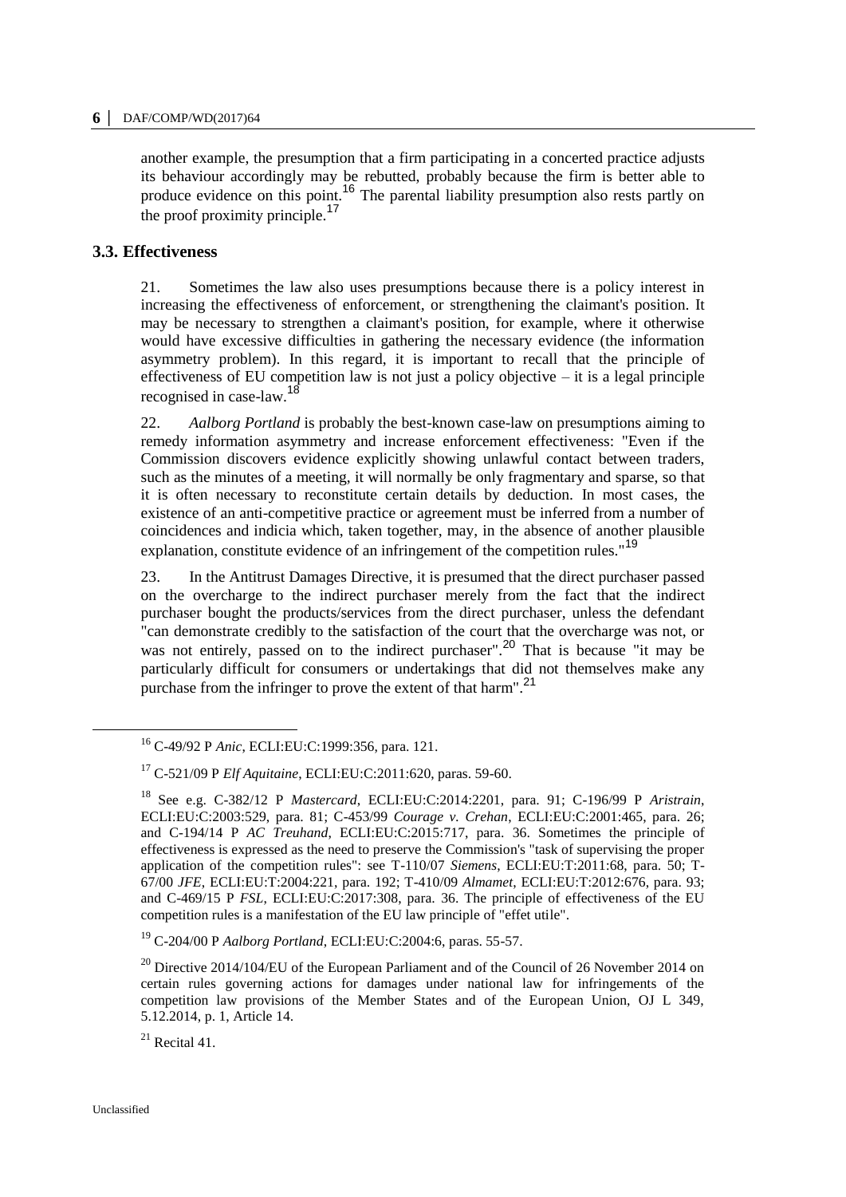another example, the presumption that a firm participating in a concerted practice adjusts its behaviour accordingly may be rebutted, probably because the firm is better able to produce evidence on this point.[16] The parental liability presumption also rests partly on the proof proximity principle.[17]

### 3.3. Effectiveness

21. Sometimes the law also uses presumptions because there is a policy interest in increasing the effectiveness of enforcement, or strengthening the claimant's position. It may be necessary to strengthen a claimant's position, for example, where it otherwise would have excessive difficulties in gathering the necessary evidence (the information asymmetry problem). In this regard, it is important to recall that the principle of effectiveness of EU competition law is not just a policy objective – it is a legal principle recognised in case-law.[18]

22. *Aalborg Portland* is probably the best-known case-law on presumptions aiming to remedy information asymmetry and increase enforcement effectiveness: "Even if the Commission discovers evidence explicitly showing unlawful contact between traders, such as the minutes of a meeting, it will normally be only fragmentary and sparse, so that it is often necessary to reconstitute certain details by deduction. In most cases, the existence of an anti-competitive practice or agreement must be inferred from a number of coincidences and indicia which, taken together, may, in the absence of another plausible explanation, constitute evidence of an infringement of the competition rules."[19]

23. In the Antitrust Damages Directive, it is presumed that the direct purchaser passed on the overcharge to the indirect purchaser merely from the fact that the indirect purchaser bought the products/services from the direct purchaser, unless the defendant "can demonstrate credibly to the satisfaction of the court that the overcharge was not, or was not entirely, passed on to the indirect purchaser".[20] That is because "it may be particularly difficult for consumers or undertakings that did not themselves make any purchase from the infringer to prove the extent of that harm".[21]

---

[16] C-49/92 P *Anic*, ECLI:EU:C:1999:356, para. 121.

[17] C-521/09 P *Elf Aquitaine*, ECLI:EU:C:2011:620, paras. 59-60.

[18] See e.g. C-382/12 P *Mastercard*, ECLI:EU:C:2014:2201, para. 91; C-196/99 P *Aristrain*, ECLI:EU:C:2003:529, para. 81; C-453/99 *Courage v. Crehan*, ECLI:EU:C:2001:465, para. 26; and C-194/14 P *AC Treuhand*, ECLI:EU:C:2015:717, para. 36. Sometimes the principle of effectiveness is expressed as the need to preserve the Commission's "task of supervising the proper application of the competition rules": see T-110/07 *Siemens*, ECLI:EU:T:2011:68, para. 50; T-67/00 *JFE*, ECLI:EU:T:2004:221, para. 192; T-410/09 *Almamet*, ECLI:EU:T:2012:676, para. 93; and C-469/15 P *FSL*, ECLI:EU:C:2017:308, para. 36. The principle of effectiveness of the EU competition rules is a manifestation of the EU law principle of "effet utile".

[19] C-204/00 P *Aalborg Portland*, ECLI:EU:C:2004:6, paras. 55-57.

[20] Directive 2014/104/EU of the European Parliament and of the Council of 26 November 2014 on certain rules governing actions for damages under national law for infringements of the competition law provisions of the Member States and of the European Union, OJ L 349, 5.12.2014, p. 1, Article 14.

[21] Recital 41.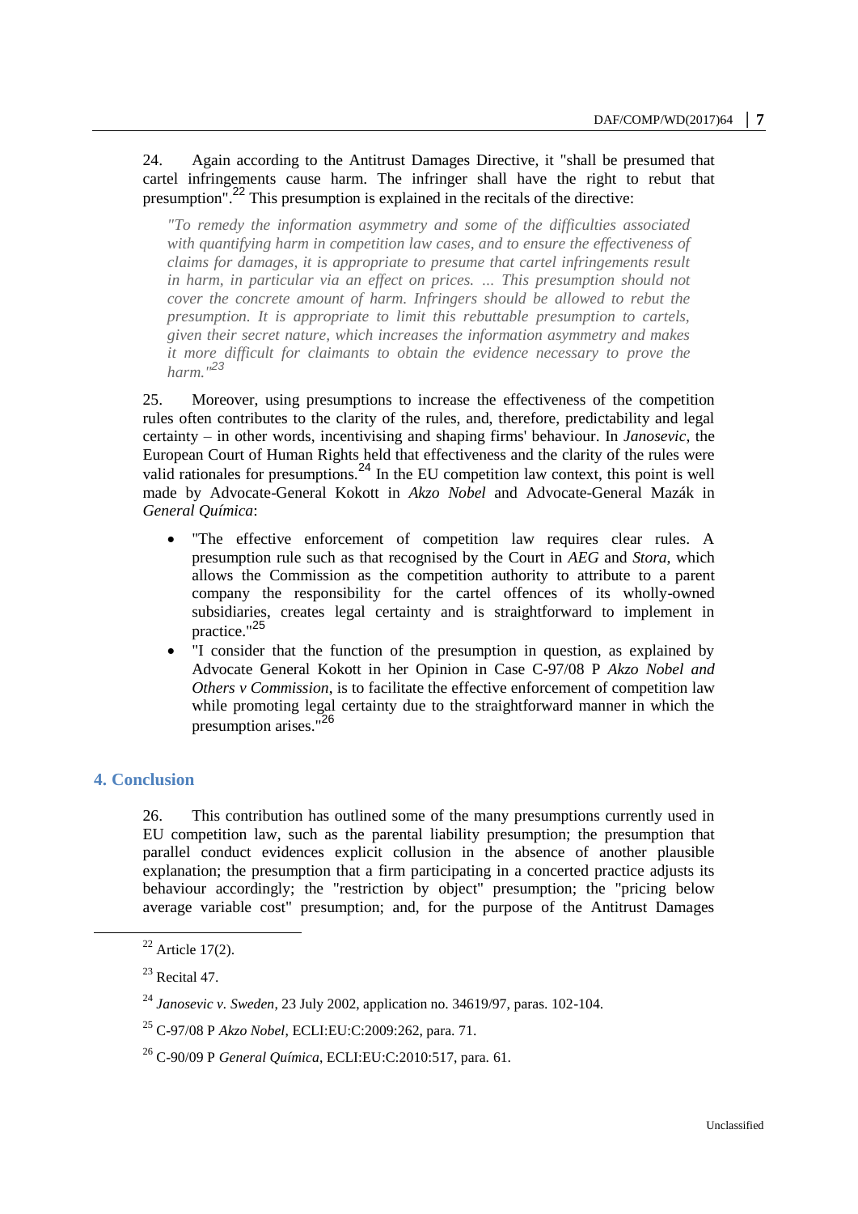24. Again according to the Antitrust Damages Directive, it "shall be presumed that cartel infringements cause harm. The infringer shall have the right to rebut that presumption".[22] This presumption is explained in the recitals of the directive:

> *"To remedy the information asymmetry and some of the difficulties associated with quantifying harm in competition law cases, and to ensure the effectiveness of claims for damages, it is appropriate to presume that cartel infringements result in harm, in particular via an effect on prices. ... This presumption should not cover the concrete amount of harm. Infringers should be allowed to rebut the presumption. It is appropriate to limit this rebuttable presumption to cartels, given their secret nature, which increases the information asymmetry and makes it more difficult for claimants to obtain the evidence necessary to prove the harm."*[23]

25. Moreover, using presumptions to increase the effectiveness of the competition rules often contributes to the clarity of the rules, and, therefore, predictability and legal certainty – in other words, incentivising and shaping firms' behaviour. In *Janosevic*, the European Court of Human Rights held that effectiveness and the clarity of the rules were valid rationales for presumptions.[24] In the EU competition law context, this point is well made by Advocate-General Kokott in *Akzo Nobel* and Advocate-General Mazák in *General Química*:

- "The effective enforcement of competition law requires clear rules. A presumption rule such as that recognised by the Court in *AEG* and *Stora*, which allows the Commission as the competition authority to attribute to a parent company the responsibility for the cartel offences of its wholly-owned subsidiaries, creates legal certainty and is straightforward to implement in practice."[25]
- "I consider that the function of the presumption in question, as explained by Advocate General Kokott in her Opinion in Case C-97/08 P *Akzo Nobel and Others v Commission*, is to facilitate the effective enforcement of competition law while promoting legal certainty due to the straightforward manner in which the presumption arises."[26]

## 4. Conclusion

26. This contribution has outlined some of the many presumptions currently used in EU competition law, such as the parental liability presumption; the presumption that parallel conduct evidences explicit collusion in the absence of another plausible explanation; the presumption that a firm participating in a concerted practice adjusts its behaviour accordingly; the "restriction by object" presumption; the "pricing below average variable cost" presumption; and, for the purpose of the Antitrust Damages

---

[22] Article 17(2).

[23] Recital 47.

[24] *Janosevic v. Sweden*, 23 July 2002, application no. 34619/97, paras. 102-104.

[25] C-97/08 P *Akzo Nobel*, ECLI:EU:C:2009:262, para. 71.

[26] C-90/09 P *General Química*, ECLI:EU:C:2010:517, para. 61.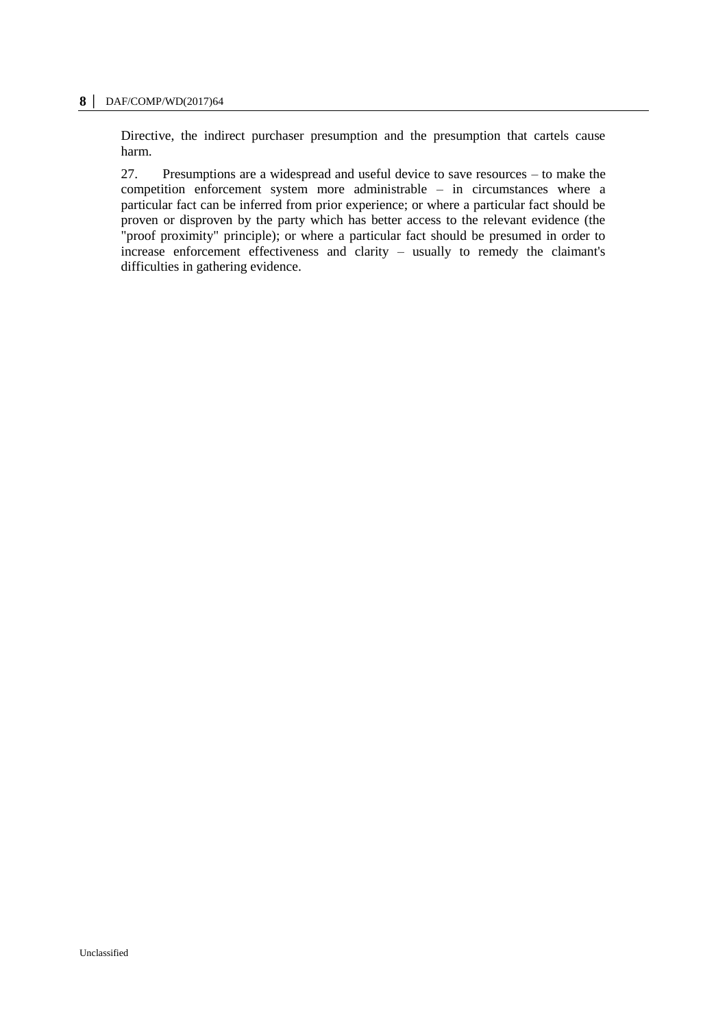Directive, the indirect purchaser presumption and the presumption that cartels cause harm.

27. Presumptions are a widespread and useful device to save resources – to make the competition enforcement system more administrable – in circumstances where a particular fact can be inferred from prior experience; or where a particular fact should be proven or disproven by the party which has better access to the relevant evidence (the "proof proximity" principle); or where a particular fact should be presumed in order to increase enforcement effectiveness and clarity – usually to remedy the claimant's difficulties in gathering evidence.